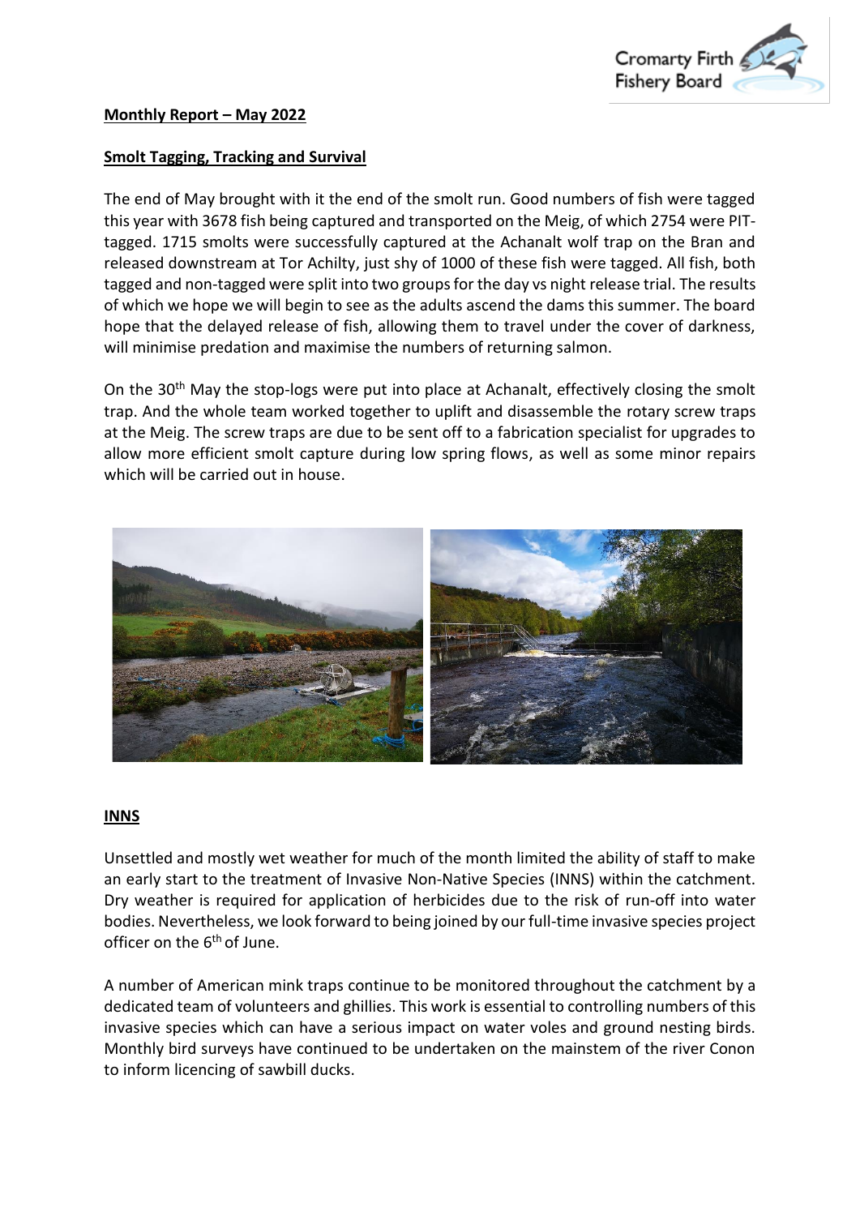## Monthly Report – May 2022

### Smolt Tagging, Tracking and Survival

The end of May brought with it the end of the smolt run. Good numbers of fish were tagged this year with 3678 fish being captured and transported on the Meig, of which 2754 were PIT-tagged. 1715 smolts were successfully captured at the Achanalt wolf trap on the Bran and released downstream at Tor Achilty, just shy of 1000 of these fish were tagged. All fish, both tagged and non-tagged were split into two groups for the day vs night release trial. The results of which we hope we will begin to see as the adults ascend the dams this summer. The board hope that the delayed release of fish, allowing them to travel under the cover of darkness, will minimise predation and maximise the numbers of returning salmon.

On the 30th May the stop-logs were put into place at Achanalt, effectively closing the smolt trap. And the whole team worked together to uplift and disassemble the rotary screw traps at the Meig. The screw traps are due to be sent off to a fabrication specialist for upgrades to allow more efficient smolt capture during low spring flows, as well as some minor repairs which will be carried out in house.

### INNS

Unsettled and mostly wet weather for much of the month limited the ability of staff to make an early start to the treatment of Invasive Non-Native Species (INNS) within the catchment. Dry weather is required for application of herbicides due to the risk of run-off into water bodies. Nevertheless, we look forward to being joined by our full-time invasive species project officer on the 6th of June.

A number of American mink traps continue to be monitored throughout the catchment by a dedicated team of volunteers and ghillies. This work is essential to controlling numbers of this invasive species which can have a serious impact on water voles and ground nesting birds. Monthly bird surveys have continued to be undertaken on the mainstem of the river Conon to inform licencing of sawbill ducks.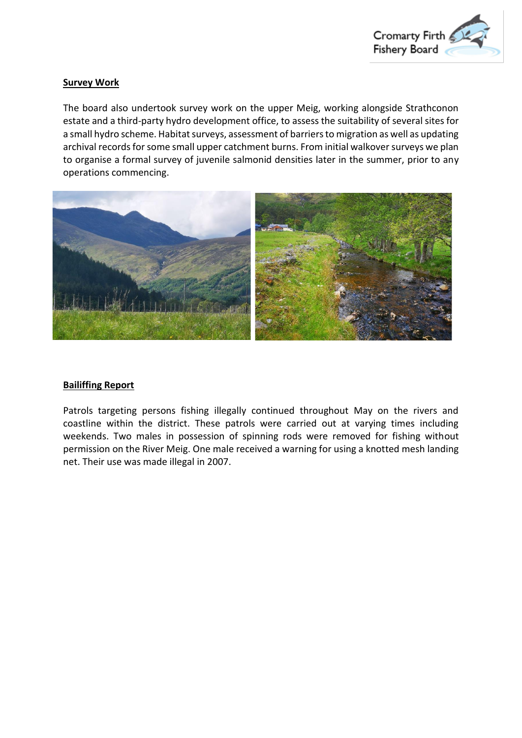## Survey Work

The board also undertook survey work on the upper Meig, working alongside Strathconon estate and a third-party hydro development office, to assess the suitability of several sites for a small hydro scheme. Habitat surveys, assessment of barriers to migration as well as updating archival records for some small upper catchment burns. From initial walkover surveys we plan to organise a formal survey of juvenile salmonid densities later in the summer, prior to any operations commencing.

## Bailiffing Report

Patrols targeting persons fishing illegally continued throughout May on the rivers and coastline within the district. These patrols were carried out at varying times including weekends. Two males in possession of spinning rods were removed for fishing without permission on the River Meig. One male received a warning for using a knotted mesh landing net. Their use was made illegal in 2007.